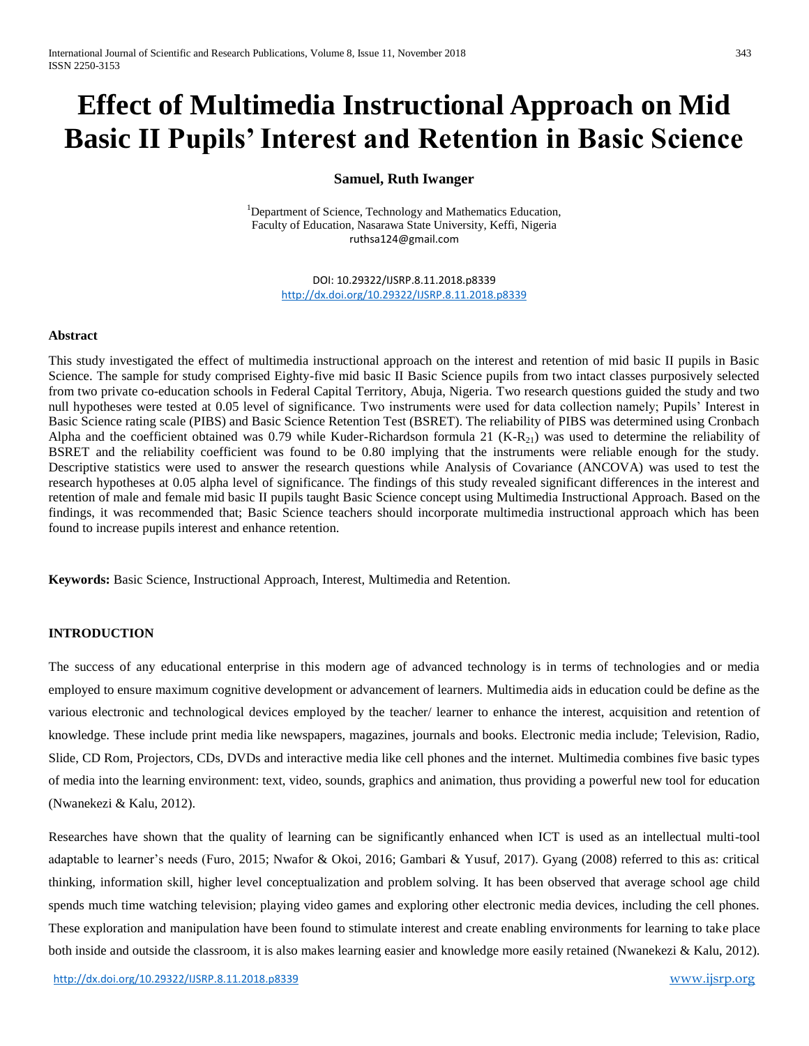# Effect of Multimedia Instructional Approach on Mid Basic II Pupils' Interest and Retention in Basic Science

**Samuel, Ruth Iwanger**

[1]Department of Science, Technology and Mathematics Education, Faculty of Education, Nasarawa State University, Keffi, Nigeria
ruthsa124@gmail.com

DOI: 10.29322/IJSRP.8.11.2018.p8339
http://dx.doi.org/10.29322/IJSRP.8.11.2018.p8339

**Abstract**

This study investigated the effect of multimedia instructional approach on the interest and retention of mid basic II pupils in Basic Science. The sample for study comprised Eighty-five mid basic II Basic Science pupils from two intact classes purposively selected from two private co-education schools in Federal Capital Territory, Abuja, Nigeria. Two research questions guided the study and two null hypotheses were tested at 0.05 level of significance. Two instruments were used for data collection namely; Pupils' Interest in Basic Science rating scale (PIBS) and Basic Science Retention Test (BSRET). The reliability of PIBS was determined using Cronbach Alpha and the coefficient obtained was 0.79 while Kuder-Richardson formula 21 ($K\text{-}R_{21}$) was used to determine the reliability of BSRET and the reliability coefficient was found to be 0.80 implying that the instruments were reliable enough for the study. Descriptive statistics were used to answer the research questions while Analysis of Covariance (ANCOVA) was used to test the research hypotheses at 0.05 alpha level of significance. The findings of this study revealed significant differences in the interest and retention of male and female mid basic II pupils taught Basic Science concept using Multimedia Instructional Approach. Based on the findings, it was recommended that; Basic Science teachers should incorporate multimedia instructional approach which has been found to increase pupils interest and enhance retention.

**Keywords:** Basic Science, Instructional Approach, Interest, Multimedia and Retention.

## INTRODUCTION

The success of any educational enterprise in this modern age of advanced technology is in terms of technologies and or media employed to ensure maximum cognitive development or advancement of learners. Multimedia aids in education could be define as the various electronic and technological devices employed by the teacher/ learner to enhance the interest, acquisition and retention of knowledge. These include print media like newspapers, magazines, journals and books. Electronic media include; Television, Radio, Slide, CD Rom, Projectors, CDs, DVDs and interactive media like cell phones and the internet. Multimedia combines five basic types of media into the learning environment: text, video, sounds, graphics and animation, thus providing a powerful new tool for education (Nwanekezi & Kalu, 2012).

Researches have shown that the quality of learning can be significantly enhanced when ICT is used as an intellectual multi-tool adaptable to learner's needs (Furo, 2015; Nwafor & Okoi, 2016; Gambari & Yusuf, 2017). Gyang (2008) referred to this as: critical thinking, information skill, higher level conceptualization and problem solving. It has been observed that average school age child spends much time watching television; playing video games and exploring other electronic media devices, including the cell phones. These exploration and manipulation have been found to stimulate interest and create enabling environments for learning to take place both inside and outside the classroom, it is also makes learning easier and knowledge more easily retained (Nwanekezi & Kalu, 2012).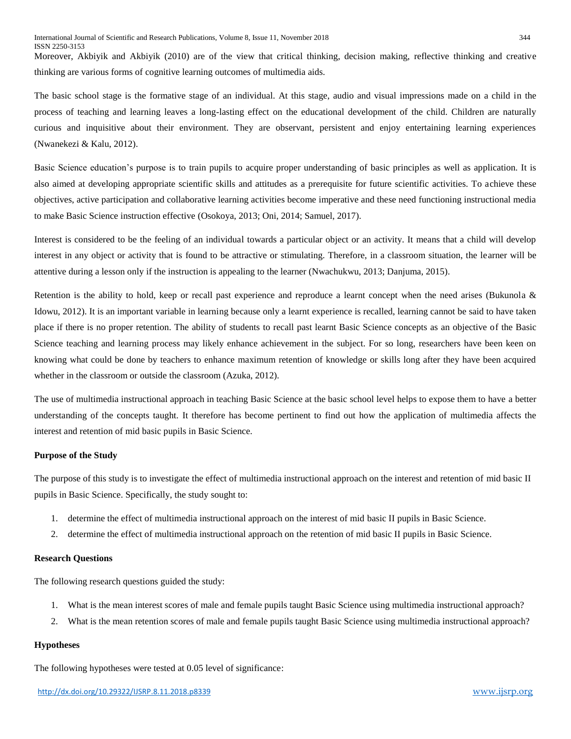Moreover, Akbiyik and Akbiyik (2010) are of the view that critical thinking, decision making, reflective thinking and creative thinking are various forms of cognitive learning outcomes of multimedia aids.

The basic school stage is the formative stage of an individual. At this stage, audio and visual impressions made on a child in the process of teaching and learning leaves a long-lasting effect on the educational development of the child. Children are naturally curious and inquisitive about their environment. They are observant, persistent and enjoy entertaining learning experiences (Nwanekezi & Kalu, 2012).

Basic Science education's purpose is to train pupils to acquire proper understanding of basic principles as well as application. It is also aimed at developing appropriate scientific skills and attitudes as a prerequisite for future scientific activities. To achieve these objectives, active participation and collaborative learning activities become imperative and these need functioning instructional media to make Basic Science instruction effective (Osokoya, 2013; Oni, 2014; Samuel, 2017).

Interest is considered to be the feeling of an individual towards a particular object or an activity. It means that a child will develop interest in any object or activity that is found to be attractive or stimulating. Therefore, in a classroom situation, the learner will be attentive during a lesson only if the instruction is appealing to the learner (Nwachukwu, 2013; Danjuma, 2015).

Retention is the ability to hold, keep or recall past experience and reproduce a learnt concept when the need arises (Bukunola & Idowu, 2012). It is an important variable in learning because only a learnt experience is recalled, learning cannot be said to have taken place if there is no proper retention. The ability of students to recall past learnt Basic Science concepts as an objective of the Basic Science teaching and learning process may likely enhance achievement in the subject. For so long, researchers have been keen on knowing what could be done by teachers to enhance maximum retention of knowledge or skills long after they have been acquired whether in the classroom or outside the classroom (Azuka, 2012).

The use of multimedia instructional approach in teaching Basic Science at the basic school level helps to expose them to have a better understanding of the concepts taught. It therefore has become pertinent to find out how the application of multimedia affects the interest and retention of mid basic pupils in Basic Science.

**Purpose of the Study**

The purpose of this study is to investigate the effect of multimedia instructional approach on the interest and retention of mid basic II pupils in Basic Science. Specifically, the study sought to:

1. determine the effect of multimedia instructional approach on the interest of mid basic II pupils in Basic Science.
2. determine the effect of multimedia instructional approach on the retention of mid basic II pupils in Basic Science.

**Research Questions**

The following research questions guided the study:

1. What is the mean interest scores of male and female pupils taught Basic Science using multimedia instructional approach?
2. What is the mean retention scores of male and female pupils taught Basic Science using multimedia instructional approach?

**Hypotheses**

The following hypotheses were tested at 0.05 level of significance: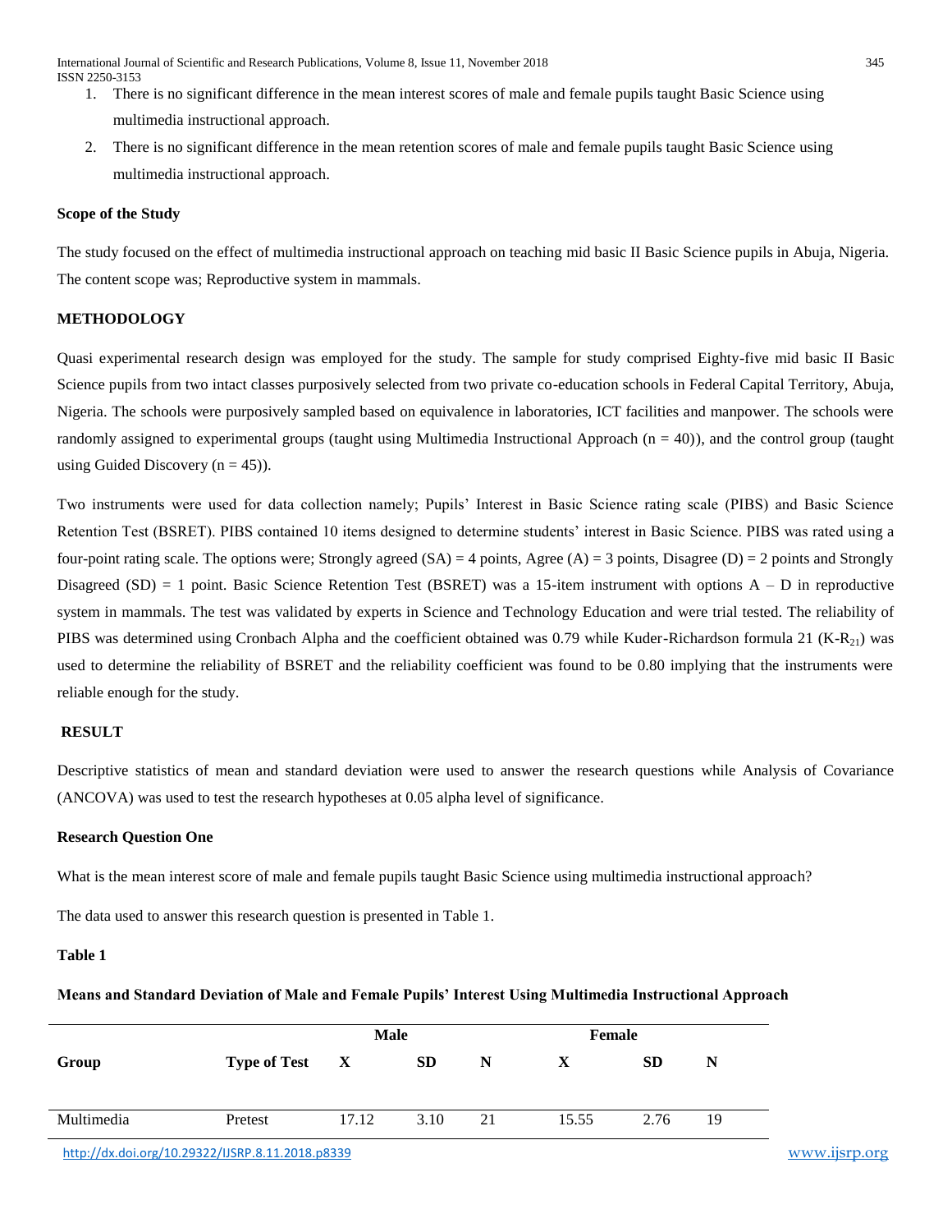1. There is no significant difference in the mean interest scores of male and female pupils taught Basic Science using multimedia instructional approach.
2. There is no significant difference in the mean retention scores of male and female pupils taught Basic Science using multimedia instructional approach.

**Scope of the Study**

The study focused on the effect of multimedia instructional approach on teaching mid basic II Basic Science pupils in Abuja, Nigeria. The content scope was; Reproductive system in mammals.

## METHODOLOGY

Quasi experimental research design was employed for the study. The sample for study comprised Eighty-five mid basic II Basic Science pupils from two intact classes purposively selected from two private co-education schools in Federal Capital Territory, Abuja, Nigeria. The schools were purposively sampled based on equivalence in laboratories, ICT facilities and manpower. The schools were randomly assigned to experimental groups (taught using Multimedia Instructional Approach ($n = 40$)), and the control group (taught using Guided Discovery ($n = 45$)).

Two instruments were used for data collection namely; Pupils' Interest in Basic Science rating scale (PIBS) and Basic Science Retention Test (BSRET). PIBS contained 10 items designed to determine students' interest in Basic Science. PIBS was rated using a four-point rating scale. The options were; Strongly agreed (SA) = 4 points, Agree (A) = 3 points, Disagree (D) = 2 points and Strongly Disagreed (SD) = 1 point. Basic Science Retention Test (BSRET) was a 15-item instrument with options A – D in reproductive system in mammals. The test was validated by experts in Science and Technology Education and were trial tested. The reliability of PIBS was determined using Cronbach Alpha and the coefficient obtained was 0.79 while Kuder-Richardson formula 21 ($K\text{-}R_{21}$) was used to determine the reliability of BSRET and the reliability coefficient was found to be 0.80 implying that the instruments were reliable enough for the study.

## RESULT

Descriptive statistics of mean and standard deviation were used to answer the research questions while Analysis of Covariance (ANCOVA) was used to test the research hypotheses at 0.05 alpha level of significance.

**Research Question One**

What is the mean interest score of male and female pupils taught Basic Science using multimedia instructional approach?

The data used to answer this research question is presented in Table 1.

**Table 1**

**Means and Standard Deviation of Male and Female Pupils' Interest Using Multimedia Instructional Approach**

| | | Male | | | Female | | |
|---|---|---|---|---|---|---|---|
| **Group** | **Type of Test** | **X** | **SD** | **N** | **X** | **SD** | **N** |
| Multimedia | Pretest | 17.12 | 3.10 | 21 | 15.55 | 2.76 | 19 |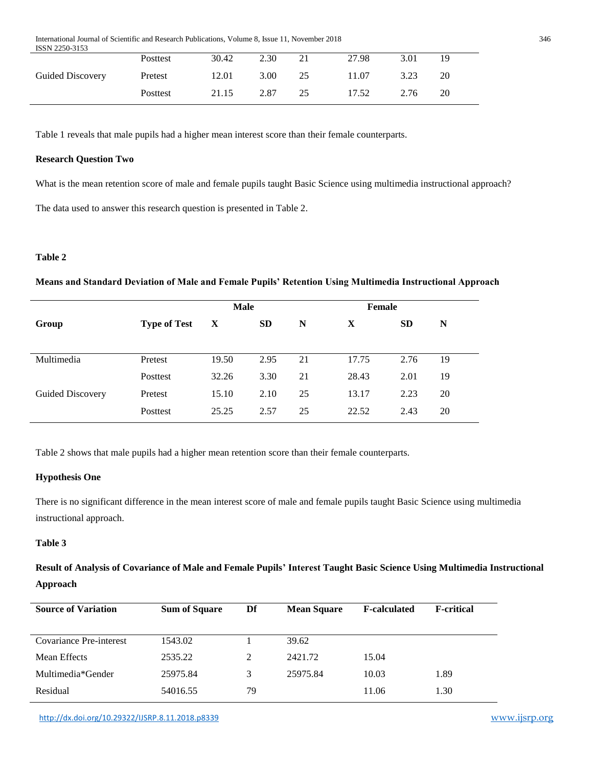| | Posttest | 30.42 | 2.30 | 21 | 27.98 | 3.01 | 19 |
|---|---|---|---|---|---|---|---|
| Guided Discovery | Pretest | 12.01 | 3.00 | 25 | 11.07 | 3.23 | 20 |
| | Posttest | 21.15 | 2.87 | 25 | 17.52 | 2.76 | 20 |

Table 1 reveals that male pupils had a higher mean interest score than their female counterparts.

**Research Question Two**

What is the mean retention score of male and female pupils taught Basic Science using multimedia instructional approach?

The data used to answer this research question is presented in Table 2.

**Table 2**

**Means and Standard Deviation of Male and Female Pupils' Retention Using Multimedia Instructional Approach**

| | | Male | | | Female | | |
|---|---|---|---|---|---|---|---|
| **Group** | **Type of Test** | **X** | **SD** | **N** | **X** | **SD** | **N** |
| Multimedia | Pretest | 19.50 | 2.95 | 21 | 17.75 | 2.76 | 19 |
| | Posttest | 32.26 | 3.30 | 21 | 28.43 | 2.01 | 19 |
| Guided Discovery | Pretest | 15.10 | 2.10 | 25 | 13.17 | 2.23 | 20 |
| | Posttest | 25.25 | 2.57 | 25 | 22.52 | 2.43 | 20 |

Table 2 shows that male pupils had a higher mean retention score than their female counterparts.

**Hypothesis One**

There is no significant difference in the mean interest score of male and female pupils taught Basic Science using multimedia instructional approach.

**Table 3**

**Result of Analysis of Covariance of Male and Female Pupils' Interest Taught Basic Science Using Multimedia Instructional Approach**

| Source of Variation | Sum of Square | Df | Mean Square | F-calculated | F-critical |
|---|---|---|---|---|---|
| Covariance Pre-interest | 1543.02 | 1 | 39.62 | | |
| Mean Effects | 2535.22 | 2 | 2421.72 | 15.04 | |
| Multimedia*Gender | 25975.84 | 3 | 25975.84 | 10.03 | 1.89 |
| Residual | 54016.55 | 79 | | 11.06 | 1.30 |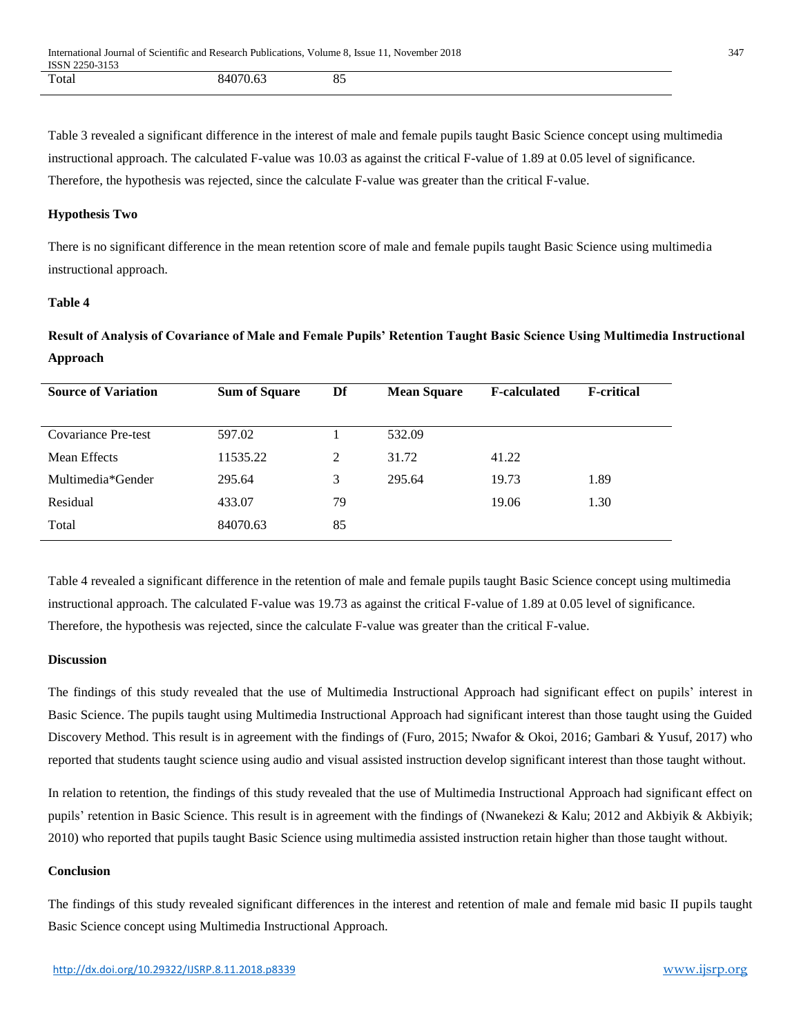| Total | 84070.63 | 85 | | | |
|---|---|---|---|---|---|

Table 3 revealed a significant difference in the interest of male and female pupils taught Basic Science concept using multimedia instructional approach. The calculated F-value was 10.03 as against the critical F-value of 1.89 at 0.05 level of significance. Therefore, the hypothesis was rejected, since the calculate F-value was greater than the critical F-value.

**Hypothesis Two**

There is no significant difference in the mean retention score of male and female pupils taught Basic Science using multimedia instructional approach.

**Table 4**

**Result of Analysis of Covariance of Male and Female Pupils' Retention Taught Basic Science Using Multimedia Instructional Approach**

| Source of Variation | Sum of Square | Df | Mean Square | F-calculated | F-critical |
|---|---|---|---|---|---|
| Covariance Pre-test | 597.02 | 1 | 532.09 | | |
| Mean Effects | 11535.22 | 2 | 31.72 | 41.22 | |
| Multimedia*Gender | 295.64 | 3 | 295.64 | 19.73 | 1.89 |
| Residual | 433.07 | 79 | | 19.06 | 1.30 |
| Total | 84070.63 | 85 | | | |

Table 4 revealed a significant difference in the retention of male and female pupils taught Basic Science concept using multimedia instructional approach. The calculated F-value was 19.73 as against the critical F-value of 1.89 at 0.05 level of significance. Therefore, the hypothesis was rejected, since the calculate F-value was greater than the critical F-value.

**Discussion**

The findings of this study revealed that the use of Multimedia Instructional Approach had significant effect on pupils' interest in Basic Science. The pupils taught using Multimedia Instructional Approach had significant interest than those taught using the Guided Discovery Method. This result is in agreement with the findings of (Furo, 2015; Nwafor & Okoi, 2016; Gambari & Yusuf, 2017) who reported that students taught science using audio and visual assisted instruction develop significant interest than those taught without.

In relation to retention, the findings of this study revealed that the use of Multimedia Instructional Approach had significant effect on pupils' retention in Basic Science. This result is in agreement with the findings of (Nwanekezi & Kalu; 2012 and Akbiyik & Akbiyik; 2010) who reported that pupils taught Basic Science using multimedia assisted instruction retain higher than those taught without.

**Conclusion**

The findings of this study revealed significant differences in the interest and retention of male and female mid basic II pupils taught Basic Science concept using Multimedia Instructional Approach.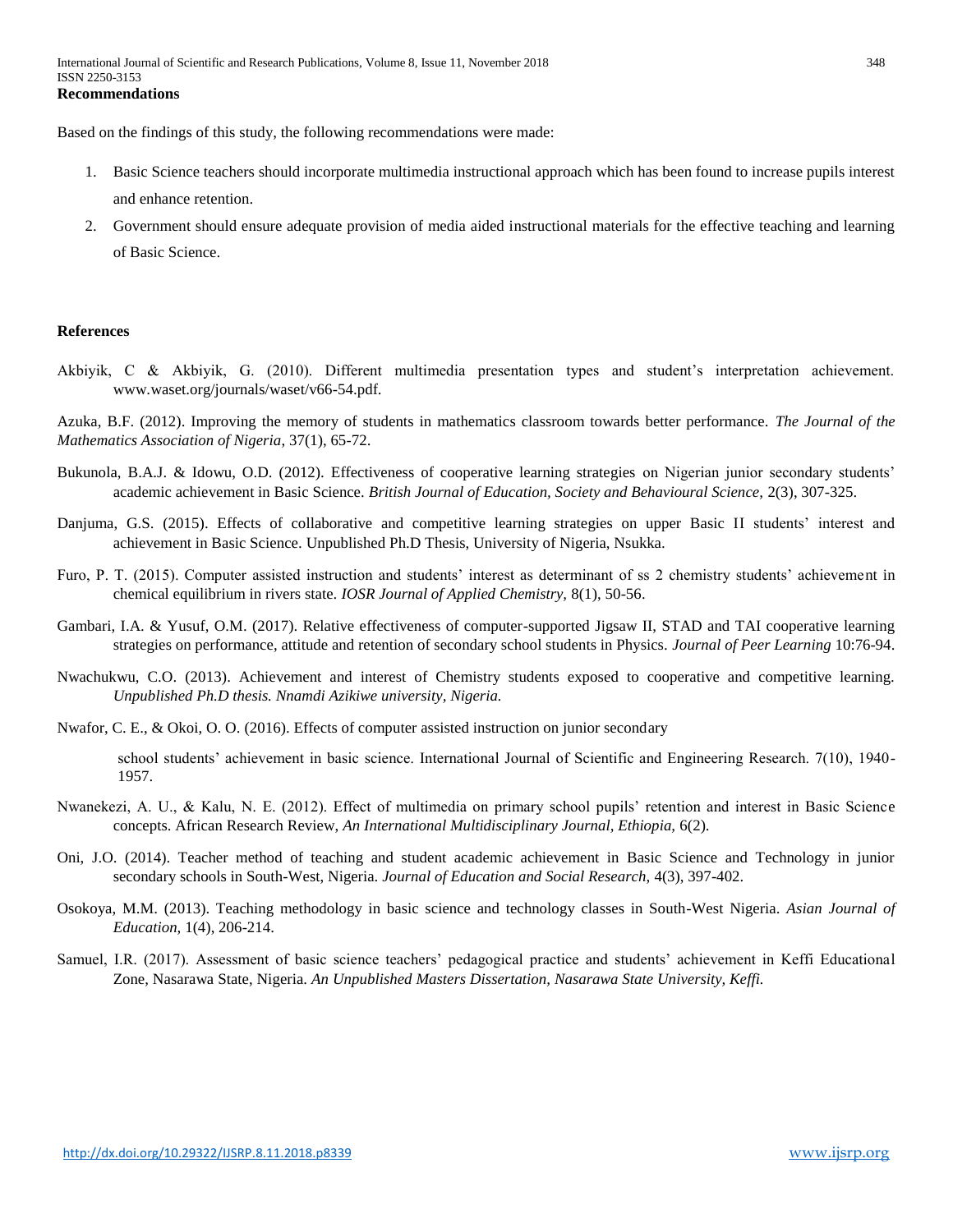**Recommendations**

Based on the findings of this study, the following recommendations were made:

1. Basic Science teachers should incorporate multimedia instructional approach which has been found to increase pupils interest and enhance retention.
2. Government should ensure adequate provision of media aided instructional materials for the effective teaching and learning of Basic Science.

**References**

Akbiyik, C & Akbiyik, G. (2010). Different multimedia presentation types and student's interpretation achievement. www.waset.org/journals/waset/v66-54.pdf.

Azuka, B.F. (2012). Improving the memory of students in mathematics classroom towards better performance. *The Journal of the Mathematics Association of Nigeria*, 37(1), 65-72.

Bukunola, B.A.J. & Idowu, O.D. (2012). Effectiveness of cooperative learning strategies on Nigerian junior secondary students' academic achievement in Basic Science. *British Journal of Education, Society and Behavioural Science*, 2(3), 307-325.

Danjuma, G.S. (2015). Effects of collaborative and competitive learning strategies on upper Basic II students' interest and achievement in Basic Science. Unpublished Ph.D Thesis, University of Nigeria, Nsukka.

Furo, P. T. (2015). Computer assisted instruction and students' interest as determinant of ss 2 chemistry students' achievement in chemical equilibrium in rivers state. *IOSR Journal of Applied Chemistry,* 8(1), 50-56.

Gambari, I.A. & Yusuf, O.M. (2017). Relative effectiveness of computer-supported Jigsaw II, STAD and TAI cooperative learning strategies on performance, attitude and retention of secondary school students in Physics. *Journal of Peer Learning* 10:76-94.

Nwachukwu, C.O. (2013). Achievement and interest of Chemistry students exposed to cooperative and competitive learning. *Unpublished Ph.D thesis. Nnamdi Azikiwe university, Nigeria.*

Nwafor, C. E., & Okoi, O. O. (2016). Effects of computer assisted instruction on junior secondary school students' achievement in basic science. International Journal of Scientific and Engineering Research. 7(10), 1940-1957.

Nwanekezi, A. U., & Kalu, N. E. (2012). Effect of multimedia on primary school pupils' retention and interest in Basic Science concepts. African Research Review, *An International Multidisciplinary Journal, Ethiopia,* 6(2).

Oni, J.O. (2014). Teacher method of teaching and student academic achievement in Basic Science and Technology in junior secondary schools in South-West, Nigeria. *Journal of Education and Social Research,* 4(3), 397-402.

Osokoya, M.M. (2013). Teaching methodology in basic science and technology classes in South-West Nigeria. *Asian Journal of Education,* 1(4), 206-214.

Samuel, I.R. (2017). Assessment of basic science teachers' pedagogical practice and students' achievement in Keffi Educational Zone, Nasarawa State, Nigeria. *An Unpublished Masters Dissertation, Nasarawa State University, Keffi.*